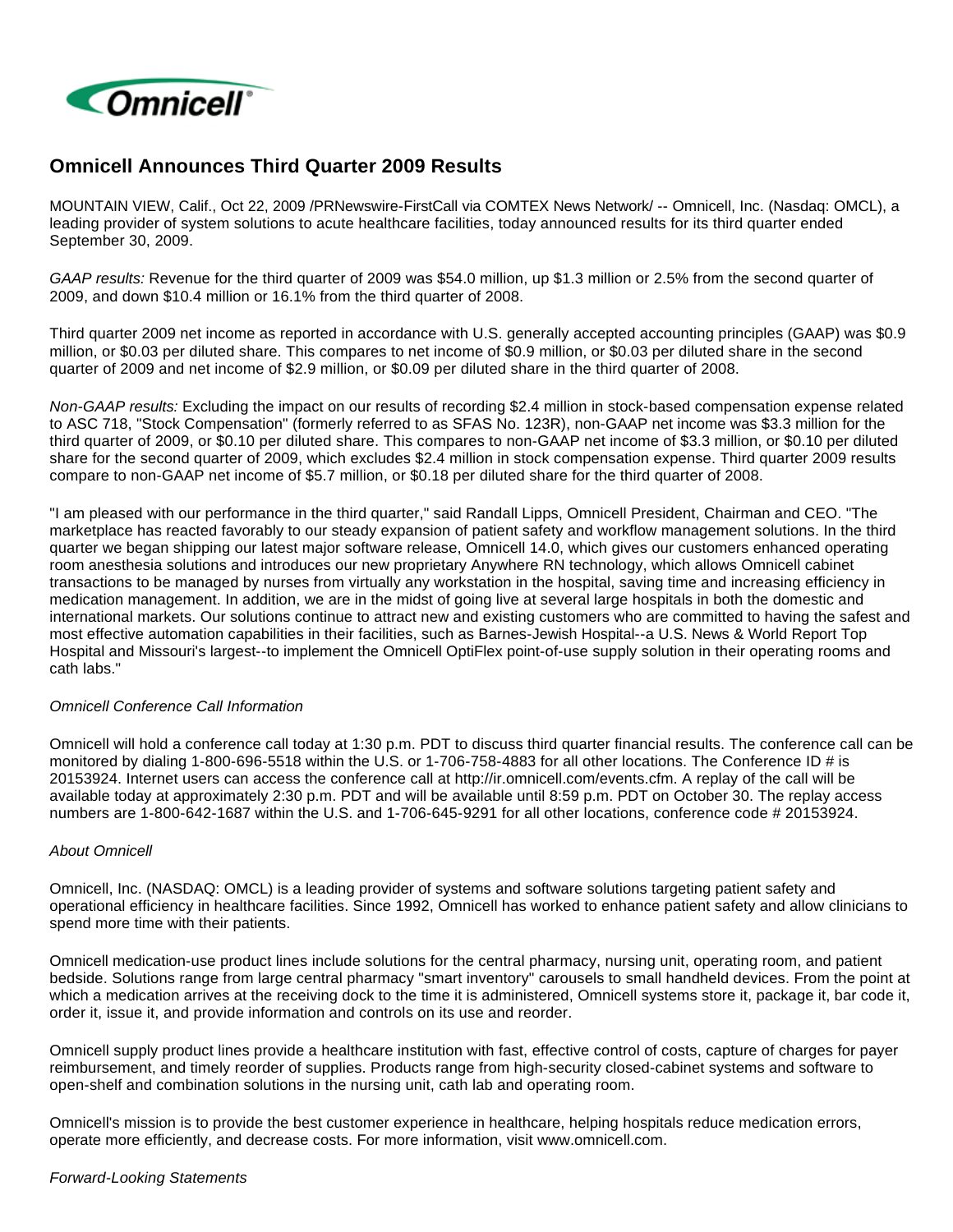Omnicell®

# Omnicell Announces Third Quarter 2009 Results

MOUNTAIN VIEW, Calif., Oct 22, 2009 /PRNewswire-FirstCall via COMTEX News Network/ -- Omnicell, Inc. (Nasdaq: OMCL), a leading provider of system solutions to acute healthcare facilities, today announced results for its third quarter ended September 30, 2009.

*GAAP results:* Revenue for the third quarter of 2009 was $54.0 million, up $1.3 million or 2.5% from the second quarter of 2009, and down $10.4 million or 16.1% from the third quarter of 2008.

Third quarter 2009 net income as reported in accordance with U.S. generally accepted accounting principles (GAAP) was $0.9 million, or $0.03 per diluted share. This compares to net income of $0.9 million, or $0.03 per diluted share in the second quarter of 2009 and net income of $2.9 million, or $0.09 per diluted share in the third quarter of 2008.

*Non-GAAP results:* Excluding the impact on our results of recording $2.4 million in stock-based compensation expense related to ASC 718, "Stock Compensation" (formerly referred to as SFAS No. 123R), non-GAAP net income was $3.3 million for the third quarter of 2009, or $0.10 per diluted share. This compares to non-GAAP net income of $3.3 million, or $0.10 per diluted share for the second quarter of 2009, which excludes $2.4 million in stock compensation expense. Third quarter 2009 results compare to non-GAAP net income of $5.7 million, or $0.18 per diluted share for the third quarter of 2008.

"I am pleased with our performance in the third quarter," said Randall Lipps, Omnicell President, Chairman and CEO. "The marketplace has reacted favorably to our steady expansion of patient safety and workflow management solutions. In the third quarter we began shipping our latest major software release, Omnicell 14.0, which gives our customers enhanced operating room anesthesia solutions and introduces our new proprietary Anywhere RN technology, which allows Omnicell cabinet transactions to be managed by nurses from virtually any workstation in the hospital, saving time and increasing efficiency in medication management. In addition, we are in the midst of going live at several large hospitals in both the domestic and international markets. Our solutions continue to attract new and existing customers who are committed to having the safest and most effective automation capabilities in their facilities, such as Barnes-Jewish Hospital--a U.S. News & World Report Top Hospital and Missouri's largest--to implement the Omnicell OptiFlex point-of-use supply solution in their operating rooms and cath labs."

*Omnicell Conference Call Information*

Omnicell will hold a conference call today at 1:30 p.m. PDT to discuss third quarter financial results. The conference call can be monitored by dialing 1-800-696-5518 within the U.S. or 1-706-758-4883 for all other locations. The Conference ID # is 20153924. Internet users can access the conference call at http://ir.omnicell.com/events.cfm. A replay of the call will be available today at approximately 2:30 p.m. PDT and will be available until 8:59 p.m. PDT on October 30. The replay access numbers are 1-800-642-1687 within the U.S. and 1-706-645-9291 for all other locations, conference code # 20153924.

*About Omnicell*

Omnicell, Inc. (NASDAQ: OMCL) is a leading provider of systems and software solutions targeting patient safety and operational efficiency in healthcare facilities. Since 1992, Omnicell has worked to enhance patient safety and allow clinicians to spend more time with their patients.

Omnicell medication-use product lines include solutions for the central pharmacy, nursing unit, operating room, and patient bedside. Solutions range from large central pharmacy "smart inventory" carousels to small handheld devices. From the point at which a medication arrives at the receiving dock to the time it is administered, Omnicell systems store it, package it, bar code it, order it, issue it, and provide information and controls on its use and reorder.

Omnicell supply product lines provide a healthcare institution with fast, effective control of costs, capture of charges for payer reimbursement, and timely reorder of supplies. Products range from high-security closed-cabinet systems and software to open-shelf and combination solutions in the nursing unit, cath lab and operating room.

Omnicell's mission is to provide the best customer experience in healthcare, helping hospitals reduce medication errors, operate more efficiently, and decrease costs. For more information, visit www.omnicell.com.

*Forward-Looking Statements*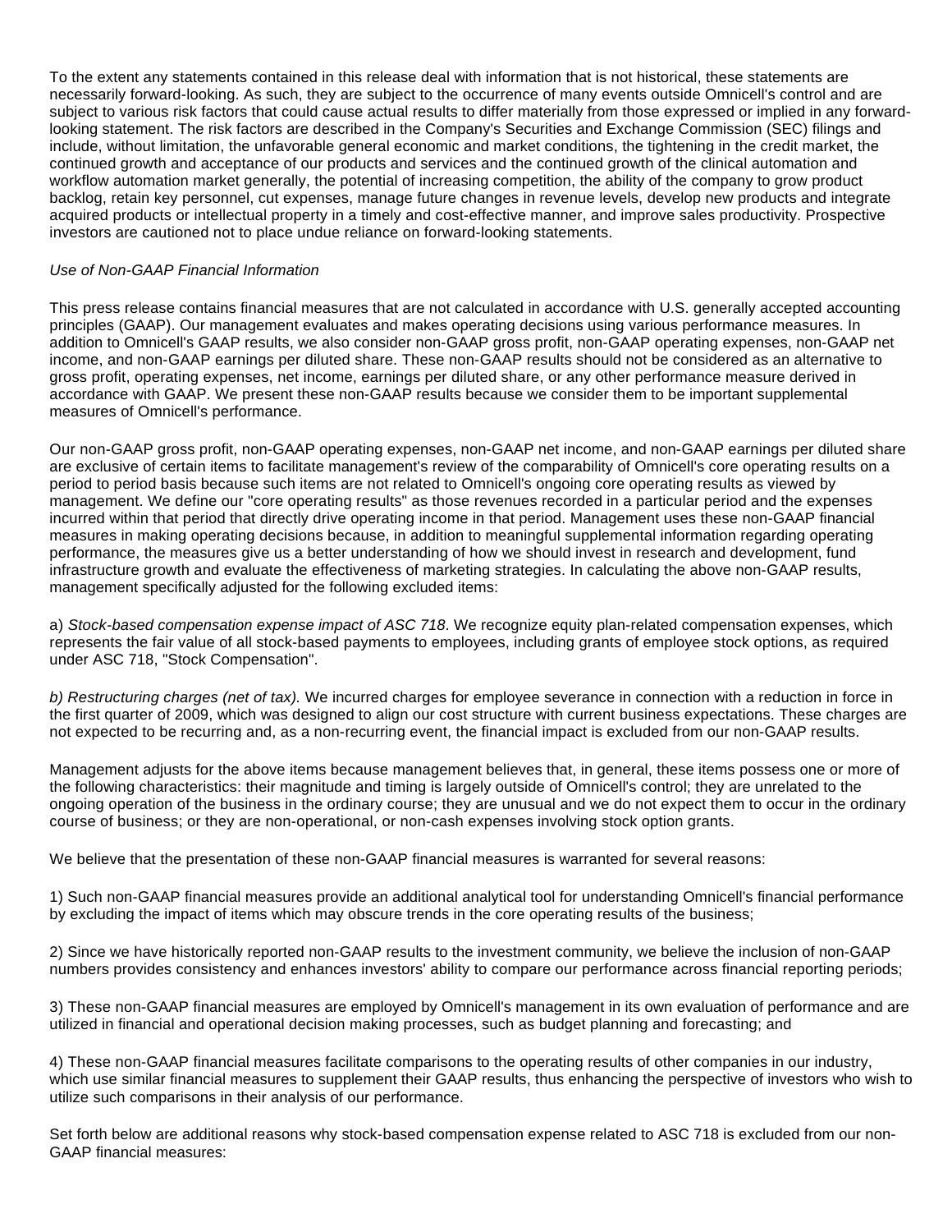To the extent any statements contained in this release deal with information that is not historical, these statements are necessarily forward-looking. As such, they are subject to the occurrence of many events outside Omnicell's control and are subject to various risk factors that could cause actual results to differ materially from those expressed or implied in any forward-looking statement. The risk factors are described in the Company's Securities and Exchange Commission (SEC) filings and include, without limitation, the unfavorable general economic and market conditions, the tightening in the credit market, the continued growth and acceptance of our products and services and the continued growth of the clinical automation and workflow automation market generally, the potential of increasing competition, the ability of the company to grow product backlog, retain key personnel, cut expenses, manage future changes in revenue levels, develop new products and integrate acquired products or intellectual property in a timely and cost-effective manner, and improve sales productivity. Prospective investors are cautioned not to place undue reliance on forward-looking statements.

*Use of Non-GAAP Financial Information*

This press release contains financial measures that are not calculated in accordance with U.S. generally accepted accounting principles (GAAP). Our management evaluates and makes operating decisions using various performance measures. In addition to Omnicell's GAAP results, we also consider non-GAAP gross profit, non-GAAP operating expenses, non-GAAP net income, and non-GAAP earnings per diluted share. These non-GAAP results should not be considered as an alternative to gross profit, operating expenses, net income, earnings per diluted share, or any other performance measure derived in accordance with GAAP. We present these non-GAAP results because we consider them to be important supplemental measures of Omnicell's performance.

Our non-GAAP gross profit, non-GAAP operating expenses, non-GAAP net income, and non-GAAP earnings per diluted share are exclusive of certain items to facilitate management's review of the comparability of Omnicell's core operating results on a period to period basis because such items are not related to Omnicell's ongoing core operating results as viewed by management. We define our "core operating results" as those revenues recorded in a particular period and the expenses incurred within that period that directly drive operating income in that period. Management uses these non-GAAP financial measures in making operating decisions because, in addition to meaningful supplemental information regarding operating performance, the measures give us a better understanding of how we should invest in research and development, fund infrastructure growth and evaluate the effectiveness of marketing strategies. In calculating the above non-GAAP results, management specifically adjusted for the following excluded items:

a) *Stock-based compensation expense impact of ASC 718*. We recognize equity plan-related compensation expenses, which represents the fair value of all stock-based payments to employees, including grants of employee stock options, as required under ASC 718, "Stock Compensation".

*b) Restructuring charges (net of tax).* We incurred charges for employee severance in connection with a reduction in force in the first quarter of 2009, which was designed to align our cost structure with current business expectations. These charges are not expected to be recurring and, as a non-recurring event, the financial impact is excluded from our non-GAAP results.

Management adjusts for the above items because management believes that, in general, these items possess one or more of the following characteristics: their magnitude and timing is largely outside of Omnicell's control; they are unrelated to the ongoing operation of the business in the ordinary course; they are unusual and we do not expect them to occur in the ordinary course of business; or they are non-operational, or non-cash expenses involving stock option grants.

We believe that the presentation of these non-GAAP financial measures is warranted for several reasons:

1) Such non-GAAP financial measures provide an additional analytical tool for understanding Omnicell's financial performance by excluding the impact of items which may obscure trends in the core operating results of the business;

2) Since we have historically reported non-GAAP results to the investment community, we believe the inclusion of non-GAAP numbers provides consistency and enhances investors' ability to compare our performance across financial reporting periods;

3) These non-GAAP financial measures are employed by Omnicell's management in its own evaluation of performance and are utilized in financial and operational decision making processes, such as budget planning and forecasting; and

4) These non-GAAP financial measures facilitate comparisons to the operating results of other companies in our industry, which use similar financial measures to supplement their GAAP results, thus enhancing the perspective of investors who wish to utilize such comparisons in their analysis of our performance.

Set forth below are additional reasons why stock-based compensation expense related to ASC 718 is excluded from our non-GAAP financial measures: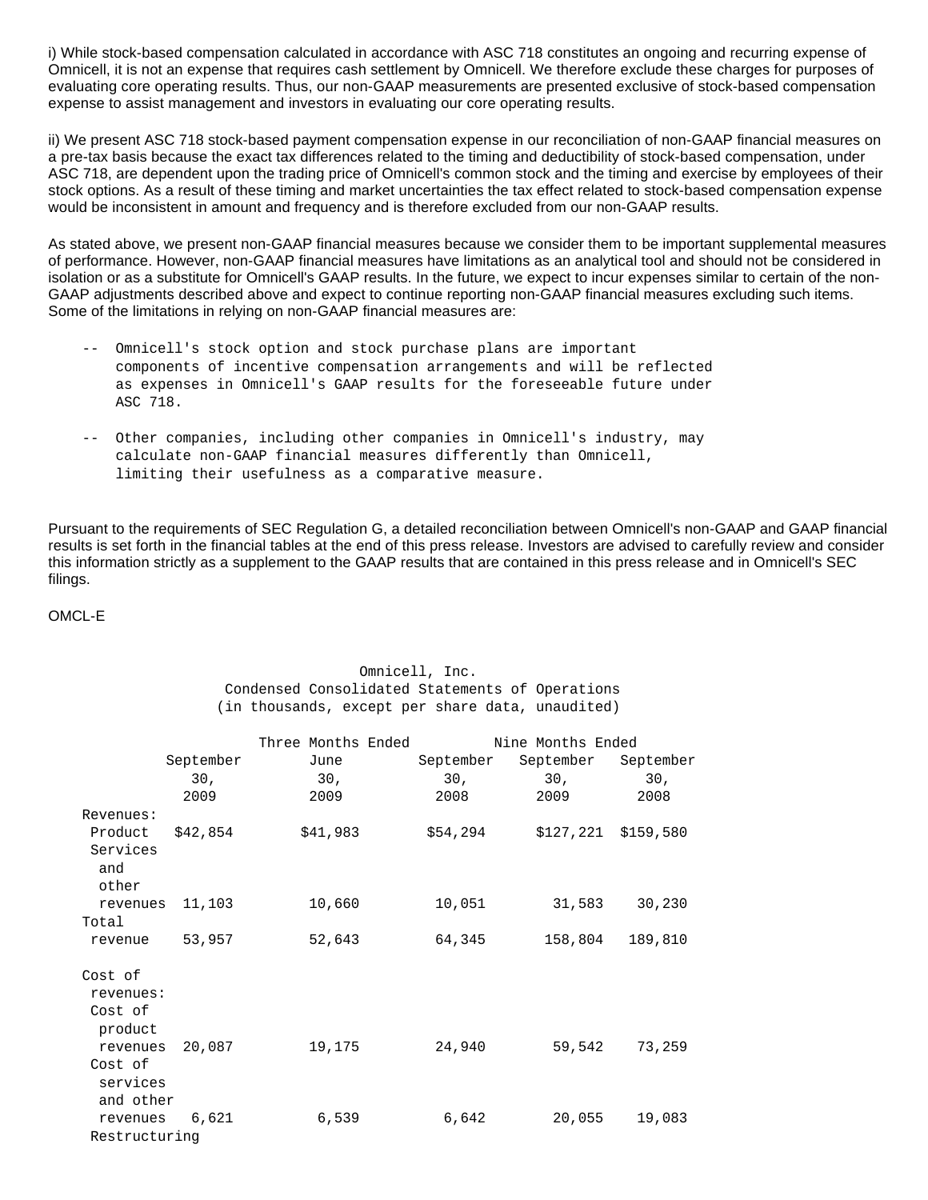i) While stock-based compensation calculated in accordance with ASC 718 constitutes an ongoing and recurring expense of Omnicell, it is not an expense that requires cash settlement by Omnicell. We therefore exclude these charges for purposes of evaluating core operating results. Thus, our non-GAAP measurements are presented exclusive of stock-based compensation expense to assist management and investors in evaluating our core operating results.

ii) We present ASC 718 stock-based payment compensation expense in our reconciliation of non-GAAP financial measures on a pre-tax basis because the exact tax differences related to the timing and deductibility of stock-based compensation, under ASC 718, are dependent upon the trading price of Omnicell's common stock and the timing and exercise by employees of their stock options. As a result of these timing and market uncertainties the tax effect related to stock-based compensation expense would be inconsistent in amount and frequency and is therefore excluded from our non-GAAP results.

As stated above, we present non-GAAP financial measures because we consider them to be important supplemental measures of performance. However, non-GAAP financial measures have limitations as an analytical tool and should not be considered in isolation or as a substitute for Omnicell's GAAP results. In the future, we expect to incur expenses similar to certain of the non-GAAP adjustments described above and expect to continue reporting non-GAAP financial measures excluding such items. Some of the limitations in relying on non-GAAP financial measures are:

- Omnicell's stock option and stock purchase plans are important components of incentive compensation arrangements and will be reflected as expenses in Omnicell's GAAP results for the foreseeable future under ASC 718.
- Other companies, including other companies in Omnicell's industry, may calculate non-GAAP financial measures differently than Omnicell, limiting their usefulness as a comparative measure.

Pursuant to the requirements of SEC Regulation G, a detailed reconciliation between Omnicell's non-GAAP and GAAP financial results is set forth in the financial tables at the end of this press release. Investors are advised to carefully review and consider this information strictly as a supplement to the GAAP results that are contained in this press release and in Omnicell's SEC filings.

OMCL-E

Omnicell, Inc.
Condensed Consolidated Statements of Operations
(in thousands, except per share data, unaudited)

| | Three Months Ended | | | Nine Months Ended | |
|---|---|---|---|---|---|
| | September 30, 2009 | June 30, 2009 | September 30, 2008 | September 30, 2009 | September 30, 2008 |
| Revenues: | | | | | |
| Product | $42,854 | $41,983 | $54,294 | $127,221 | $159,580 |
| Services and other revenues | 11,103 | 10,660 | 10,051 | 31,583 | 30,230 |
| Total revenue | 53,957 | 52,643 | 64,345 | 158,804 | 189,810 |
| Cost of revenues: | | | | | |
| Cost of product revenues | 20,087 | 19,175 | 24,940 | 59,542 | 73,259 |
| Cost of services and other revenues | 6,621 | 6,539 | 6,642 | 20,055 | 19,083 |
| Restructuring | | | | | |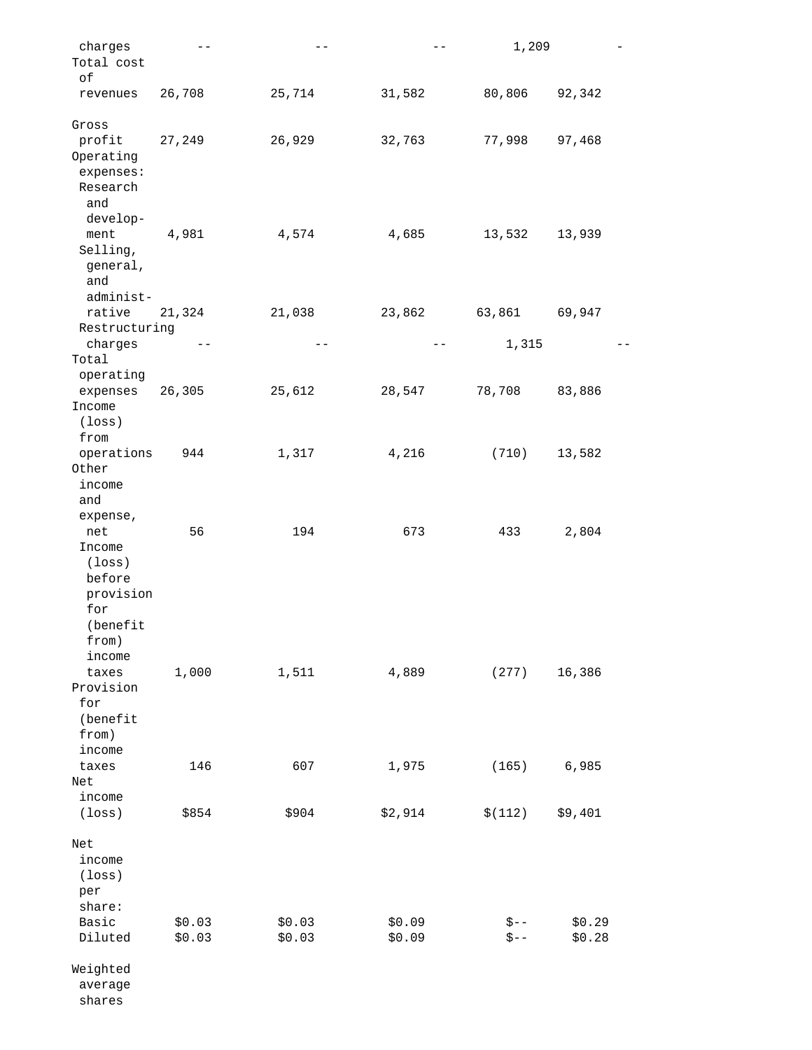| | | | | | |
|---|---|---|---|---|---|
| charges | -- | -- | -- | 1,209 | - |
| Total cost of revenues | 26,708 | 25,714 | 31,582 | 80,806 | 92,342 |
| Gross profit | 27,249 | 26,929 | 32,763 | 77,998 | 97,468 |
| Operating expenses: | | | | | |
| Research and development | 4,981 | 4,574 | 4,685 | 13,532 | 13,939 |
| Selling, general, and administrative | 21,324 | 21,038 | 23,862 | 63,861 | 69,947 |
| Restructuring charges | -- | -- | -- | 1,315 | -- |
| Total operating expenses | 26,305 | 25,612 | 28,547 | 78,708 | 83,886 |
| Income (loss) from operations | 944 | 1,317 | 4,216 | (710) | 13,582 |
| Other income and expense, net | 56 | 194 | 673 | 433 | 2,804 |
| Income (loss) before provision for (benefit from) income taxes | 1,000 | 1,511 | 4,889 | (277) | 16,386 |
| Provision for (benefit from) income taxes | 146 | 607 | 1,975 | (165) | 6,985 |
| Net income (loss) | $854 | $904 | $2,914 | $(112) | $9,401 |
| Net income (loss) per share: | | | | | |
| Basic | $0.03 | $0.03 | $0.09 | $-- | $0.29 |
| Diluted | $0.03 | $0.03 | $0.09 | $-- | $0.28 |
| Weighted average shares | | | | | |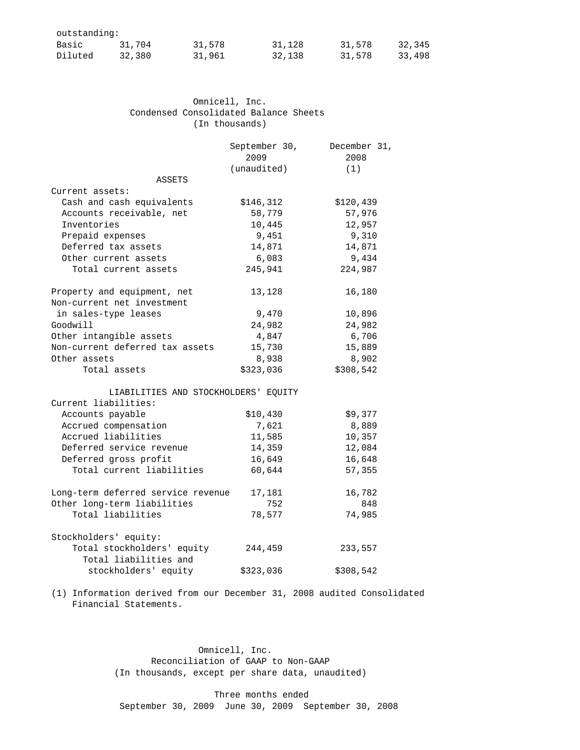| outstanding: | | | | | |
|---|---|---|---|---|---|
| Basic | 31,704 | 31,578 | 31,128 | 31,578 | 32,345 |
| Diluted | 32,380 | 31,961 | 32,138 | 31,578 | 33,498 |

Omnicell, Inc.
Condensed Consolidated Balance Sheets
(In thousands)

| | September 30, 2009 (unaudited) | December 31, 2008 (1) |
|---|---|---|
| **ASSETS** | | |
| Current assets: | | |
| Cash and cash equivalents | $146,312 | $120,439 |
| Accounts receivable, net | 58,779 | 57,976 |
| Inventories | 10,445 | 12,957 |
| Prepaid expenses | 9,451 | 9,310 |
| Deferred tax assets | 14,871 | 14,871 |
| Other current assets | 6,083 | 9,434 |
| Total current assets | 245,941 | 224,987 |
| Property and equipment, net | 13,128 | 16,180 |
| Non-current net investment in sales-type leases | 9,470 | 10,896 |
| Goodwill | 24,982 | 24,982 |
| Other intangible assets | 4,847 | 6,706 |
| Non-current deferred tax assets | 15,730 | 15,889 |
| Other assets | 8,938 | 8,902 |
| Total assets | $323,036 | $308,542 |
| **LIABILITIES AND STOCKHOLDERS' EQUITY** | | |
| Current liabilities: | | |
| Accounts payable | $10,430 | $9,377 |
| Accrued compensation | 7,621 | 8,889 |
| Accrued liabilities | 11,585 | 10,357 |
| Deferred service revenue | 14,359 | 12,084 |
| Deferred gross profit | 16,649 | 16,648 |
| Total current liabilities | 60,644 | 57,355 |
| Long-term deferred service revenue | 17,181 | 16,782 |
| Other long-term liabilities | 752 | 848 |
| Total liabilities | 78,577 | 74,985 |
| Stockholders' equity: | | |
| Total stockholders' equity | 244,459 | 233,557 |
| Total liabilities and stockholders' equity | $323,036 | $308,542 |

(1) Information derived from our December 31, 2008 audited Consolidated Financial Statements.

Omnicell, Inc.
Reconciliation of GAAP to Non-GAAP
(In thousands, except per share data, unaudited)

| | Three months ended | | |
|---|---|---|---|
| | September 30, 2009 | June 30, 2009 | September 30, 2008 |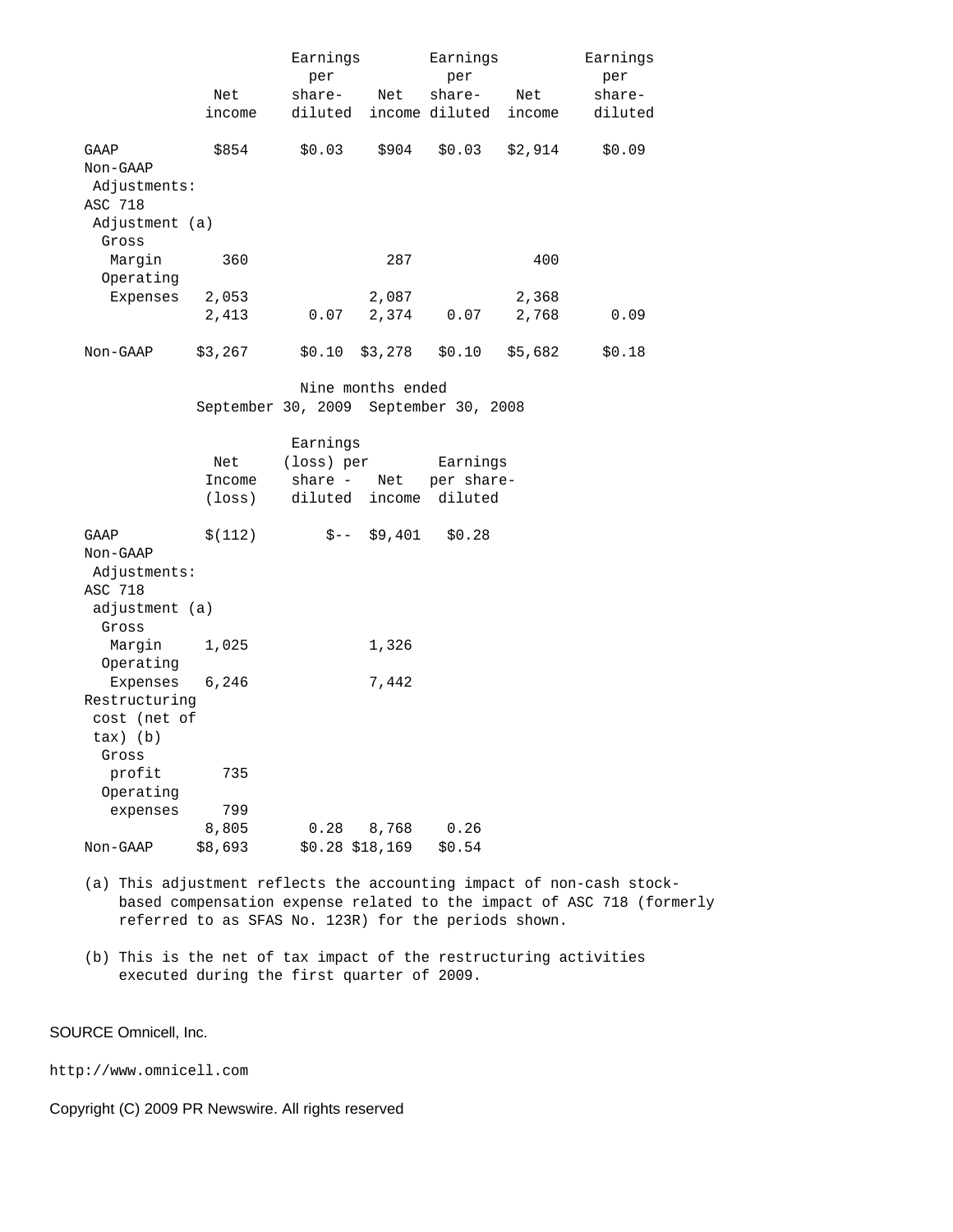| | Net income | Earnings per share-diluted | Net income | Earnings per share-diluted | Net income | Earnings per share-diluted |
|---|---|---|---|---|---|---|
| GAAP | $854 | $0.03 | $904 | $0.03 | $2,914 | $0.09 |
| Non-GAAP Adjustments: | | | | | | |
| ASC 718 Adjustment (a) | | | | | | |
| Gross Margin | 360 | | 287 | | 400 | |
| Operating Expenses | 2,053 | | 2,087 | | 2,368 | |
| | 2,413 | 0.07 | 2,374 | 0.07 | 2,768 | 0.09 |
| Non-GAAP | $3,267 | $0.10 | $3,278 | $0.10 | $5,682 | $0.18 |

| | Nine months ended September 30, 2009 | | September 30, 2008 | |
|---|---|---|---|---|
| | Net Income (loss) | Earnings (loss) per share - diluted | Net income | Earnings per share- diluted |
| GAAP | $(112) | $-- | $9,401 | $0.28 |
| Non-GAAP Adjustments: | | | | |
| ASC 718 adjustment (a) | | | | |
| Gross Margin | 1,025 | | 1,326 | |
| Operating Expenses | 6,246 | | 7,442 | |
| Restructuring cost (net of tax) (b) | | | | |
| Gross profit | 735 | | | |
| Operating expenses | 799 | | | |
| | 8,805 | 0.28 | 8,768 | 0.26 |
| Non-GAAP | $8,693 | $0.28 | $18,169 | $0.54 |

(a) This adjustment reflects the accounting impact of non-cash stock-based compensation expense related to the impact of ASC 718 (formerly referred to as SFAS No. 123R) for the periods shown.

(b) This is the net of tax impact of the restructuring activities executed during the first quarter of 2009.

SOURCE Omnicell, Inc.

http://www.omnicell.com

Copyright (C) 2009 PR Newswire. All rights reserved